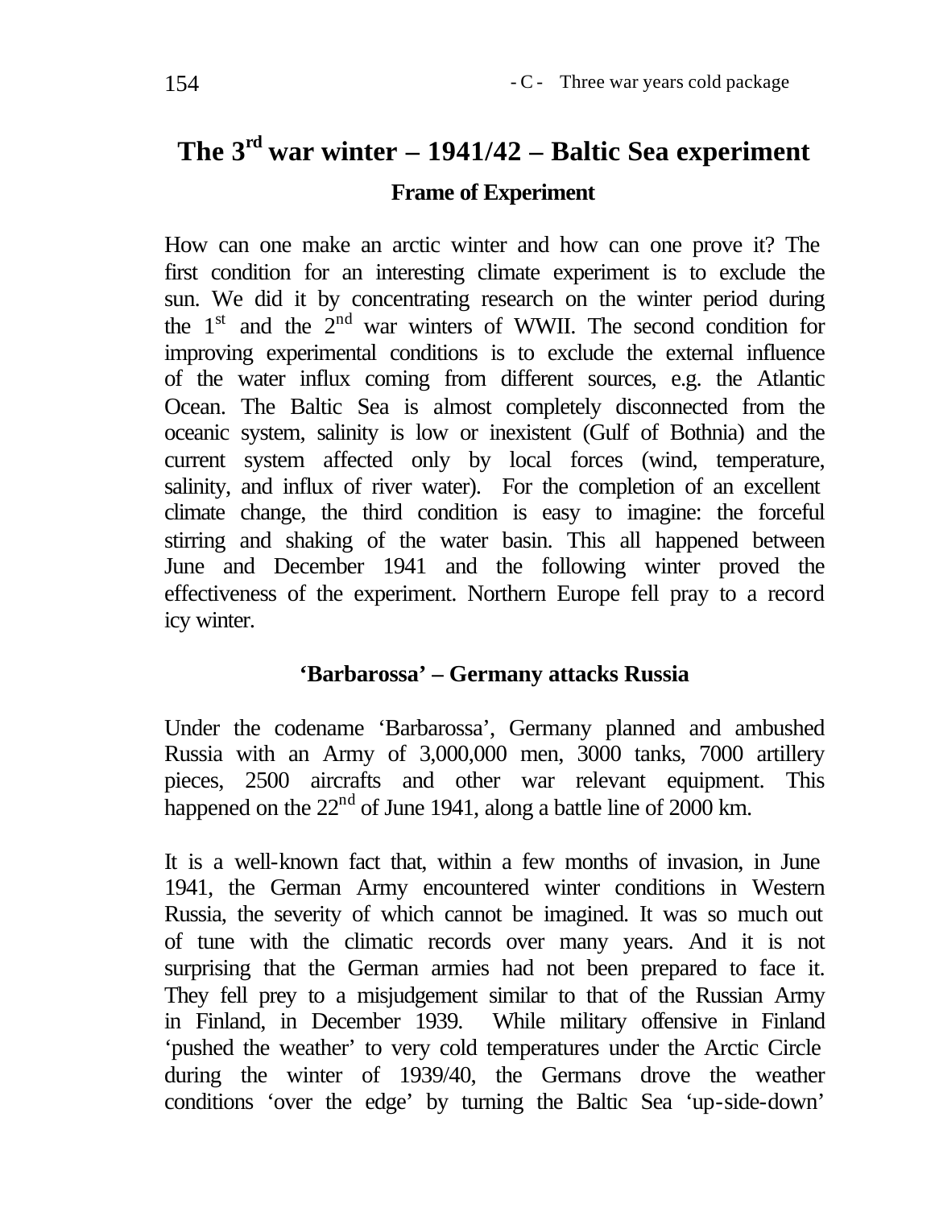# The 3rd war winter – 1941/42 – Baltic Sea experiment

## Frame of Experiment

How can one make an arctic winter and how can one prove it? The first condition for an interesting climate experiment is to exclude the sun. We did it by concentrating research on the winter period during the 1st and the 2nd war winters of WWII. The second condition for improving experimental conditions is to exclude the external influence of the water influx coming from different sources, e.g. the Atlantic Ocean. The Baltic Sea is almost completely disconnected from the oceanic system, salinity is low or inexistent (Gulf of Bothnia) and the current system affected only by local forces (wind, temperature, salinity, and influx of river water). For the completion of an excellent climate change, the third condition is easy to imagine: the forceful stirring and shaking of the water basin. This all happened between June and December 1941 and the following winter proved the effectiveness of the experiment. Northern Europe fell pray to a record icy winter.

## 'Barbarossa' – Germany attacks Russia

Under the codename 'Barbarossa', Germany planned and ambushed Russia with an Army of 3,000,000 men, 3000 tanks, 7000 artillery pieces, 2500 aircrafts and other war relevant equipment. This happened on the 22nd of June 1941, along a battle line of 2000 km.

It is a well-known fact that, within a few months of invasion, in June 1941, the German Army encountered winter conditions in Western Russia, the severity of which cannot be imagined. It was so much out of tune with the climatic records over many years. And it is not surprising that the German armies had not been prepared to face it. They fell prey to a misjudgement similar to that of the Russian Army in Finland, in December 1939. While military offensive in Finland 'pushed the weather' to very cold temperatures under the Arctic Circle during the winter of 1939/40, the Germans drove the weather conditions 'over the edge' by turning the Baltic Sea 'up-side-down'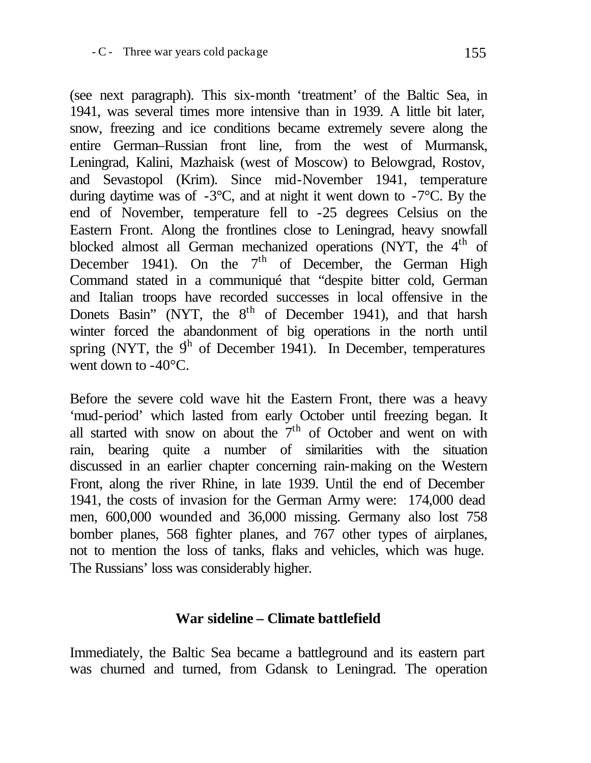(see next paragraph). This six-month 'treatment' of the Baltic Sea, in 1941, was several times more intensive than in 1939. A little bit later, snow, freezing and ice conditions became extremely severe along the entire German–Russian front line, from the west of Murmansk, Leningrad, Kalini, Mazhaisk (west of Moscow) to Belowgrad, Rostov, and Sevastopol (Krim). Since mid-November 1941, temperature during daytime was of -3°C, and at night it went down to -7°C. By the end of November, temperature fell to -25 degrees Celsius on the Eastern Front. Along the frontlines close to Leningrad, heavy snowfall blocked almost all German mechanized operations (NYT, the 4th of December 1941). On the 7th of December, the German High Command stated in a communiqué that "despite bitter cold, German and Italian troops have recorded successes in local offensive in the Donets Basin" (NYT, the 8th of December 1941), and that harsh winter forced the abandonment of big operations in the north until spring (NYT, the 9th of December 1941). In December, temperatures went down to -40°C.

Before the severe cold wave hit the Eastern Front, there was a heavy 'mud-period' which lasted from early October until freezing began. It all started with snow on about the 7th of October and went on with rain, bearing quite a number of similarities with the situation discussed in an earlier chapter concerning rain-making on the Western Front, along the river Rhine, in late 1939. Until the end of December 1941, the costs of invasion for the German Army were: 174,000 dead men, 600,000 wounded and 36,000 missing. Germany also lost 758 bomber planes, 568 fighter planes, and 767 other types of airplanes, not to mention the loss of tanks, flaks and vehicles, which was huge. The Russians' loss was considerably higher.

## War sideline – Climate battlefield

Immediately, the Baltic Sea became a battleground and its eastern part was churned and turned, from Gdansk to Leningrad. The operation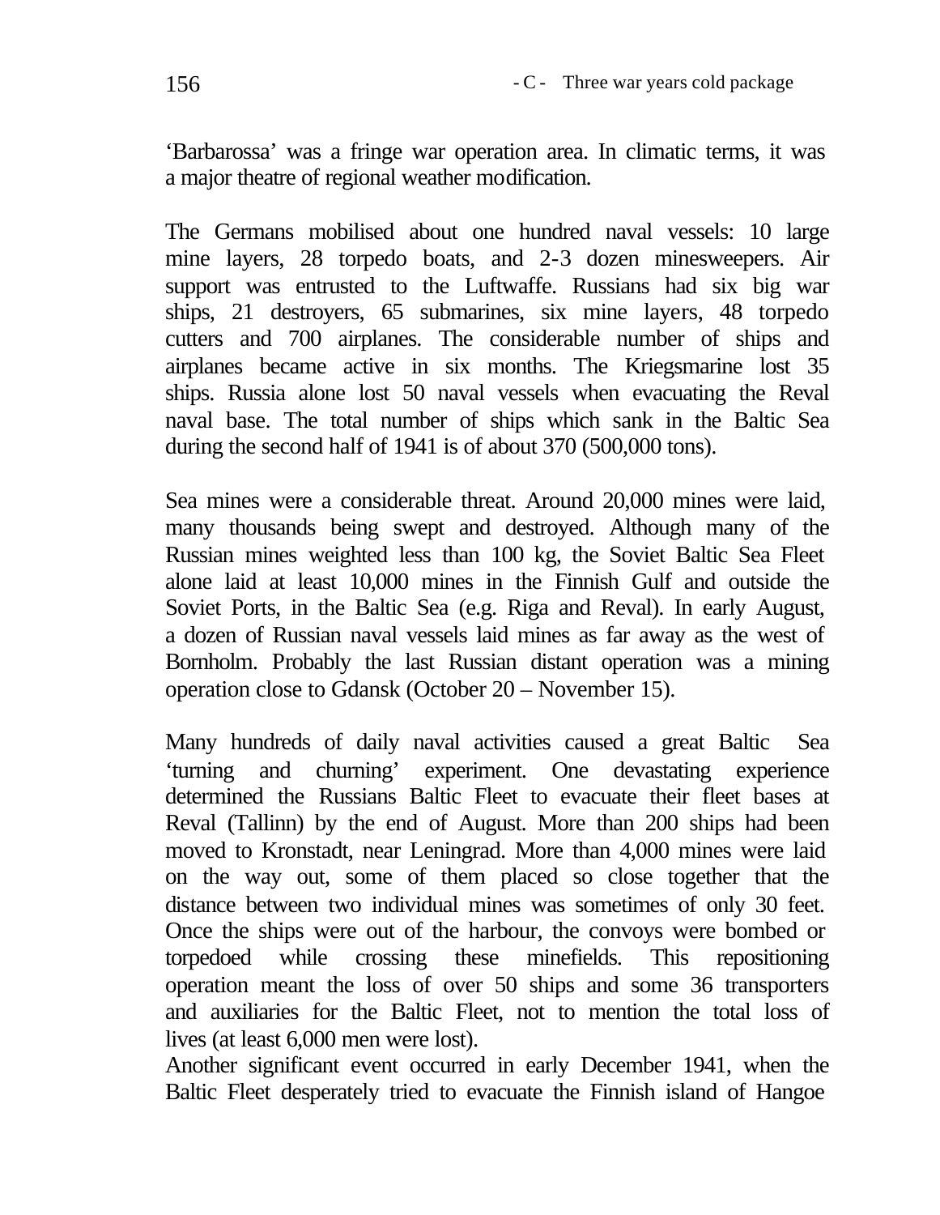'Barbarossa' was a fringe war operation area. In climatic terms, it was a major theatre of regional weather modification.

The Germans mobilised about one hundred naval vessels: 10 large mine layers, 28 torpedo boats, and 2-3 dozen minesweepers. Air support was entrusted to the Luftwaffe. Russians had six big war ships, 21 destroyers, 65 submarines, six mine layers, 48 torpedo cutters and 700 airplanes. The considerable number of ships and airplanes became active in six months. The Kriegsmarine lost 35 ships. Russia alone lost 50 naval vessels when evacuating the Reval naval base. The total number of ships which sank in the Baltic Sea during the second half of 1941 is of about 370 (500,000 tons).

Sea mines were a considerable threat. Around 20,000 mines were laid, many thousands being swept and destroyed. Although many of the Russian mines weighted less than 100 kg, the Soviet Baltic Sea Fleet alone laid at least 10,000 mines in the Finnish Gulf and outside the Soviet Ports, in the Baltic Sea (e.g. Riga and Reval). In early August, a dozen of Russian naval vessels laid mines as far away as the west of Bornholm. Probably the last Russian distant operation was a mining operation close to Gdansk (October 20 – November 15).

Many hundreds of daily naval activities caused a great Baltic Sea 'turning and churning' experiment. One devastating experience determined the Russians Baltic Fleet to evacuate their fleet bases at Reval (Tallinn) by the end of August. More than 200 ships had been moved to Kronstadt, near Leningrad. More than 4,000 mines were laid on the way out, some of them placed so close together that the distance between two individual mines was sometimes of only 30 feet. Once the ships were out of the harbour, the convoys were bombed or torpedoed while crossing these minefields. This repositioning operation meant the loss of over 50 ships and some 36 transporters and auxiliaries for the Baltic Fleet, not to mention the total loss of lives (at least 6,000 men were lost).

Another significant event occurred in early December 1941, when the Baltic Fleet desperately tried to evacuate the Finnish island of Hangoe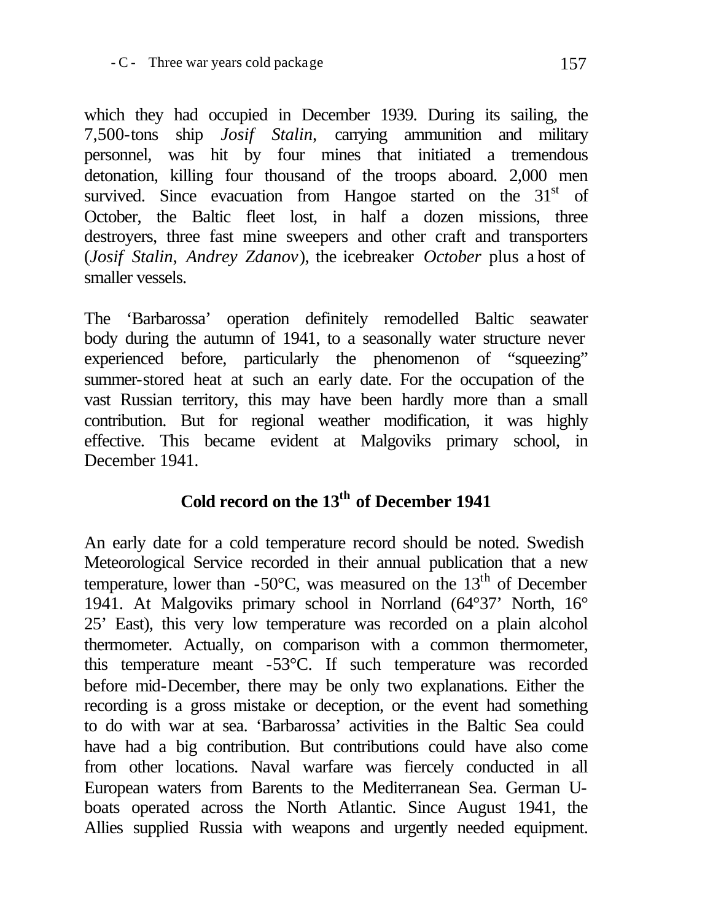which they had occupied in December 1939. During its sailing, the 7,500-tons ship *Josif Stalin*, carrying ammunition and military personnel, was hit by four mines that initiated a tremendous detonation, killing four thousand of the troops aboard. 2,000 men survived. Since evacuation from Hangoe started on the 31st of October, the Baltic fleet lost, in half a dozen missions, three destroyers, three fast mine sweepers and other craft and transporters (*Josif Stalin*, *Andrey Zdanov*), the icebreaker *October* plus a host of smaller vessels.

The 'Barbarossa' operation definitely remodelled Baltic seawater body during the autumn of 1941, to a seasonally water structure never experienced before, particularly the phenomenon of "squeezing" summer-stored heat at such an early date. For the occupation of the vast Russian territory, this may have been hardly more than a small contribution. But for regional weather modification, it was highly effective. This became evident at Malgoviks primary school, in December 1941.

## Cold record on the 13th of December 1941

An early date for a cold temperature record should be noted. Swedish Meteorological Service recorded in their annual publication that a new temperature, lower than -50°C, was measured on the 13th of December 1941. At Malgoviks primary school in Norrland (64°37' North, 16° 25' East), this very low temperature was recorded on a plain alcohol thermometer. Actually, on comparison with a common thermometer, this temperature meant -53°C. If such temperature was recorded before mid-December, there may be only two explanations. Either the recording is a gross mistake or deception, or the event had something to do with war at sea. 'Barbarossa' activities in the Baltic Sea could have had a big contribution. But contributions could have also come from other locations. Naval warfare was fiercely conducted in all European waters from Barents to the Mediterranean Sea. German U-boats operated across the North Atlantic. Since August 1941, the Allies supplied Russia with weapons and urgently needed equipment.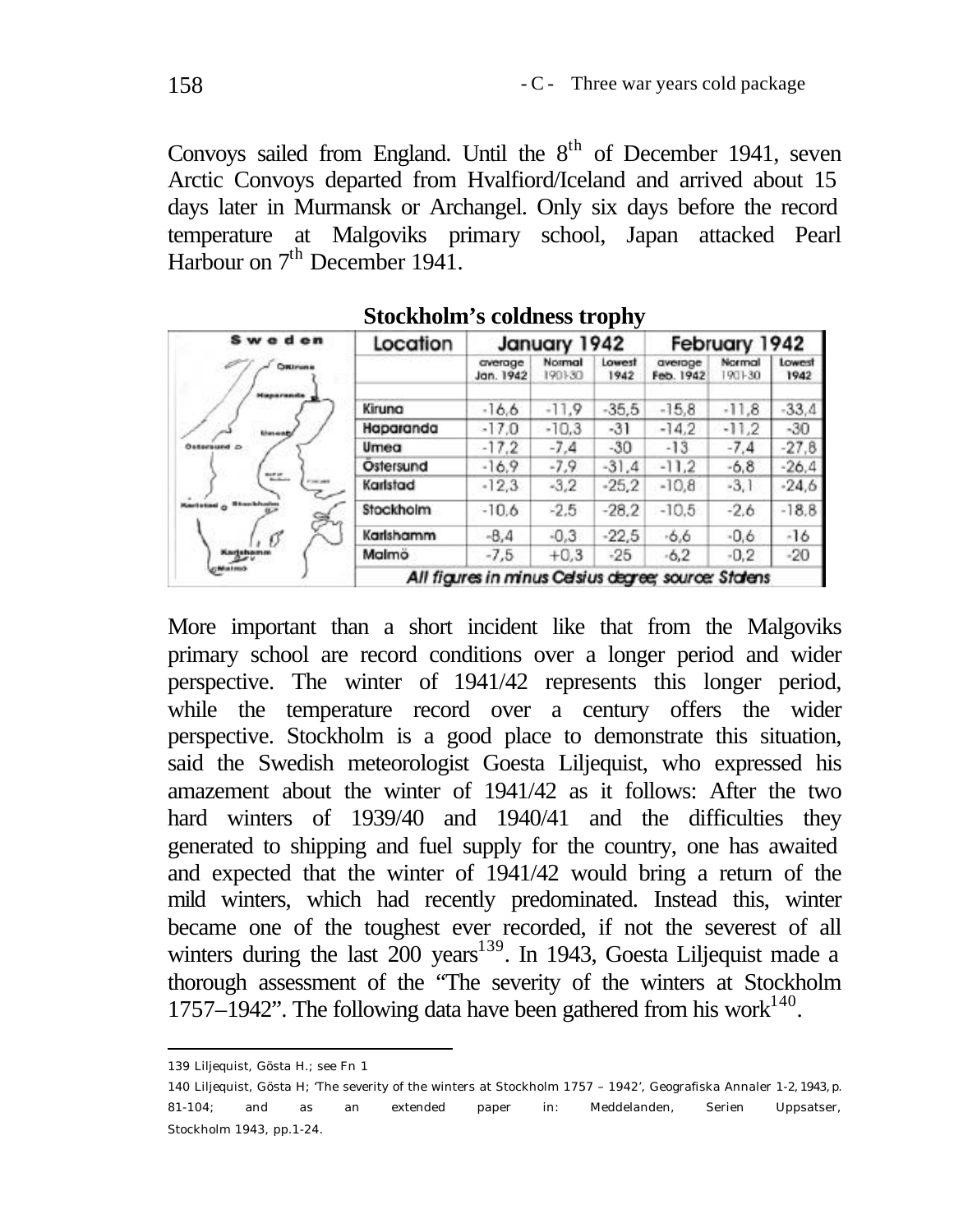Convoys sailed from England. Until the 8th of December 1941, seven Arctic Convoys departed from Hvalfiord/Iceland and arrived about 15 days later in Murmansk or Archangel. Only six days before the record temperature at Malgoviks primary school, Japan attacked Pearl Harbour on 7th December 1941.

**Stockholm's coldness trophy**

| Location | January 1942 | | | February 1942 | | |
|---|---|---|---|---|---|---|
| | average Jan. 1942 | Normal 1901-30 | Lowest 1942 | average Feb. 1942 | Normal 1901-30 | Lowest 1942 |
| Kiruna | -16,6 | -11,9 | -35,5 | -15,8 | -11,8 | -33,4 |
| Haparanda | -17,0 | -10,3 | -31 | -14,2 | -11,2 | -30 |
| Umea | -17,2 | -7,4 | -30 | -13 | -7,4 | -27,8 |
| Östersund | -16,9 | -7,9 | -31,4 | -11,2 | -6,8 | -26,4 |
| Karlstad | -12,3 | -3,2 | -25,2 | -10,8 | -3,1 | -24,6 |
| Stockholm | -10,6 | -2,5 | -28,2 | -10,5 | -2,6 | -18,8 |
| Karlshamm | -8,4 | -0,3 | -22,5 | -6,6 | -0,6 | -16 |
| Malmö | -7,5 | +0,3 | -25 | -6,2 | -0,2 | -20 |

*All figures in minus Celsius degree; source: Statens*

More important than a short incident like that from the Malgoviks primary school are record conditions over a longer period and wider perspective. The winter of 1941/42 represents this longer period, while the temperature record over a century offers the wider perspective. Stockholm is a good place to demonstrate this situation, said the Swedish meteorologist Goesta Liljequist, who expressed his amazement about the winter of 1941/42 as it follows: After the two hard winters of 1939/40 and 1940/41 and the difficulties they generated to shipping and fuel supply for the country, one has awaited and expected that the winter of 1941/42 would bring a return of the mild winters, which had recently predominated. Instead this, winter became one of the toughest ever recorded, if not the severest of all winters during the last 200 years[139]. In 1943, Goesta Liljequist made a thorough assessment of the "The severity of the winters at Stockholm 1757–1942". The following data have been gathered from his work[140].

---

139 Liljequist, Gösta H.; see Fn 1

140 Liljequist, Gösta H; 'The severity of the winters at Stockholm 1757 – 1942', Geografiska Annaler 1-2, 1943, p. 81-104; and as an extended paper in: Meddelanden, Serien Uppsatser, Stockholm 1943, pp.1-24.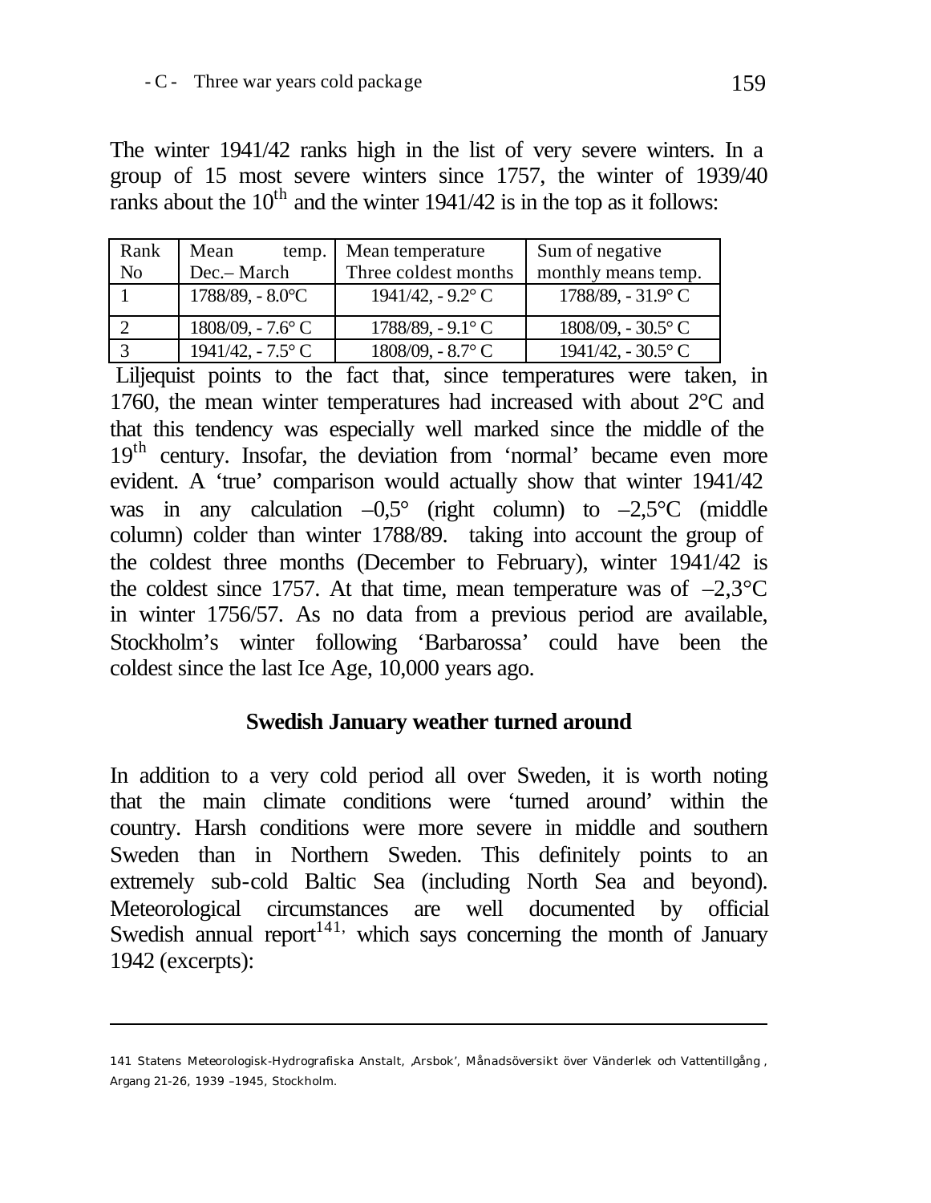The winter 1941/42 ranks high in the list of very severe winters. In a group of 15 most severe winters since 1757, the winter of 1939/40 ranks about the 10th and the winter 1941/42 is in the top as it follows:

| Rank No | Mean temp. Dec.– March | Mean temperature Three coldest months | Sum of negative monthly means temp. |
|---|---|---|---|
| 1 | 1788/89, - 8.0°C | 1941/42, - 9.2° C | 1788/89, - 31.9° C |
| 2 | 1808/09, - 7.6° C | 1788/89, - 9.1° C | 1808/09, - 30.5° C |
| 3 | 1941/42, - 7.5° C | 1808/09, - 8.7° C | 1941/42, - 30.5° C |

Liljequist points to the fact that, since temperatures were taken, in 1760, the mean winter temperatures had increased with about 2°C and that this tendency was especially well marked since the middle of the 19th century. Insofar, the deviation from 'normal' became even more evident. A 'true' comparison would actually show that winter 1941/42 was in any calculation –0,5° (right column) to –2,5°C (middle column) colder than winter 1788/89. taking into account the group of the coldest three months (December to February), winter 1941/42 is the coldest since 1757. At that time, mean temperature was of –2,3°C in winter 1756/57. As no data from a previous period are available, Stockholm's winter following 'Barbarossa' could have been the coldest since the last Ice Age, 10,000 years ago.

## Swedish January weather turned around

In addition to a very cold period all over Sweden, it is worth noting that the main climate conditions were 'turned around' within the country. Harsh conditions were more severe in middle and southern Sweden than in Northern Sweden. This definitely points to an extremely sub-cold Baltic Sea (including North Sea and beyond). Meteorological circumstances are well documented by official Swedish annual report[141], which says concerning the month of January 1942 (excerpts):

---

141 Statens Meteorologisk-Hydrografiska Anstalt, ‚Arsbok', Månadsöversikt över Vänderlek och Vattentillgång, Argang 21-26, 1939 –1945, Stockholm.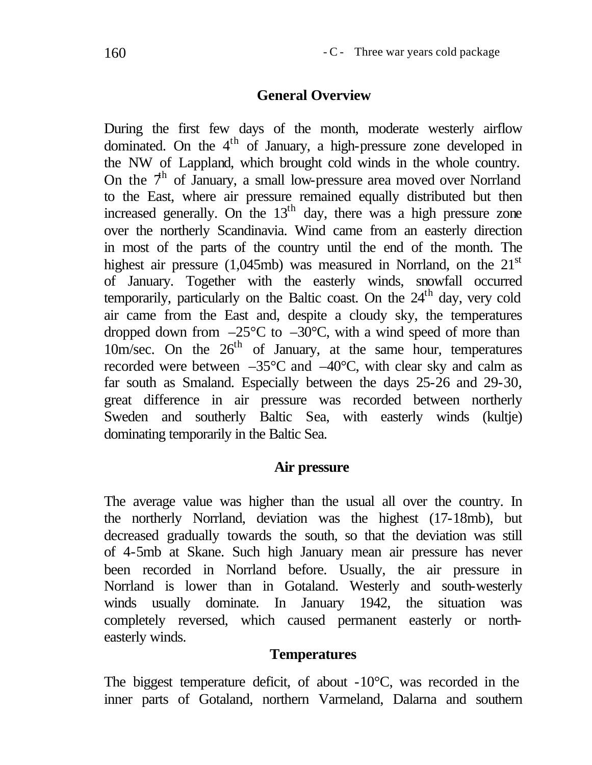## General Overview

During the first few days of the month, moderate westerly airflow dominated. On the 4$^{th}$ of January, a high-pressure zone developed in the NW of Lappland, which brought cold winds in the whole country. On the 7$^{th}$ of January, a small low-pressure area moved over Norrland to the East, where air pressure remained equally distributed but then increased generally. On the 13$^{th}$ day, there was a high pressure zone over the northerly Scandinavia. Wind came from an easterly direction in most of the parts of the country until the end of the month. The highest air pressure (1,045mb) was measured in Norrland, on the 21$^{st}$ of January. Together with the easterly winds, snowfall occurred temporarily, particularly on the Baltic coast. On the 24$^{th}$ day, very cold air came from the East and, despite a cloudy sky, the temperatures dropped down from –25°C to –30°C, with a wind speed of more than 10m/sec. On the 26$^{th}$ of January, at the same hour, temperatures recorded were between –35°C and –40°C, with clear sky and calm as far south as Smaland. Especially between the days 25-26 and 29-30, great difference in air pressure was recorded between northerly Sweden and southerly Baltic Sea, with easterly winds (kultje) dominating temporarily in the Baltic Sea.

## Air pressure

The average value was higher than the usual all over the country. In the northerly Norrland, deviation was the highest (17-18mb), but decreased gradually towards the south, so that the deviation was still of 4-5mb at Skane. Such high January mean air pressure has never been recorded in Norrland before. Usually, the air pressure in Norrland is lower than in Gotaland. Westerly and south-westerly winds usually dominate. In January 1942, the situation was completely reversed, which caused permanent easterly or north-easterly winds.

## Temperatures

The biggest temperature deficit, of about -10°C, was recorded in the inner parts of Gotaland, northern Varmeland, Dalarna and southern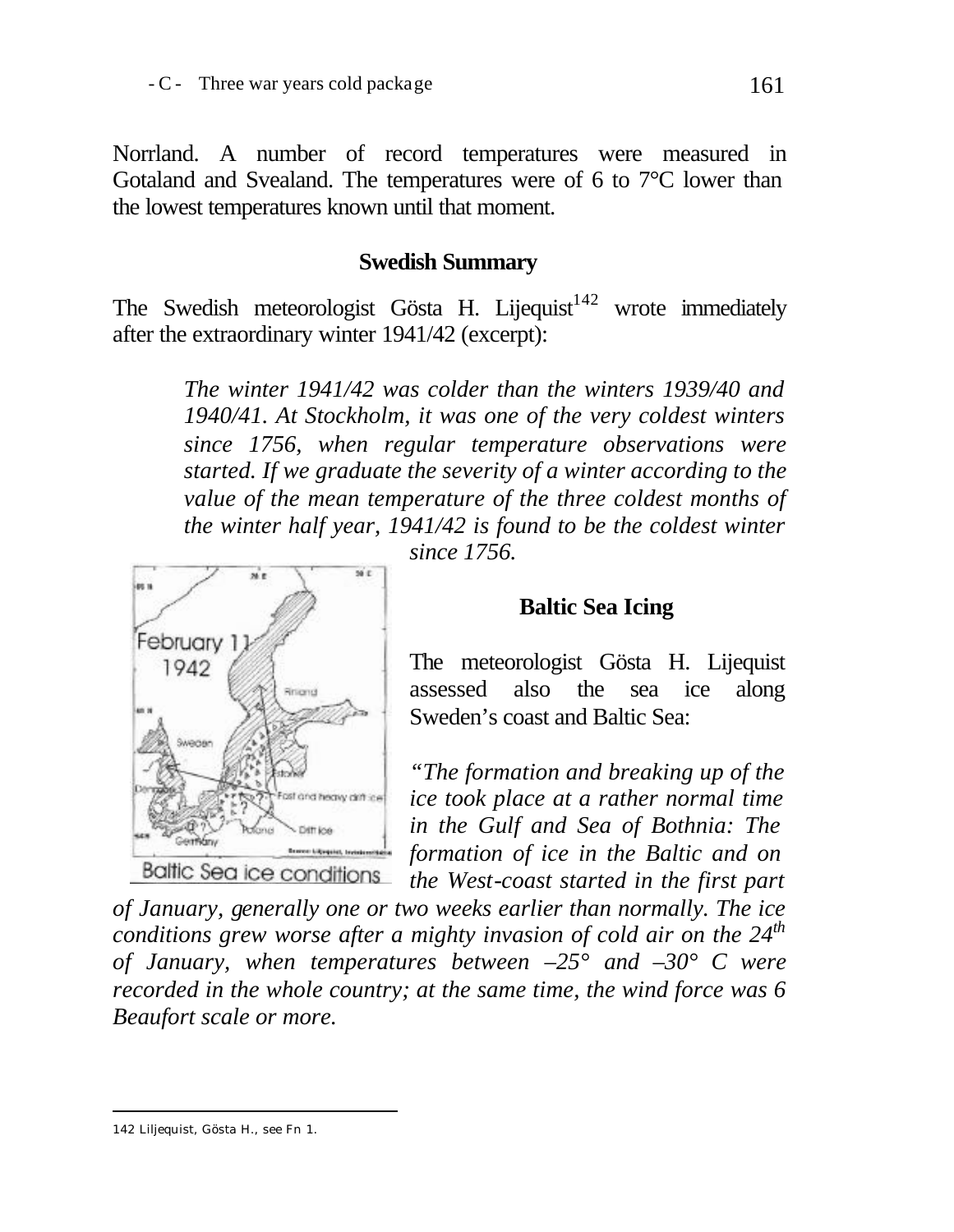Norrland. A number of record temperatures were measured in Gotaland and Svealand. The temperatures were of 6 to 7°C lower than the lowest temperatures known until that moment.

### Swedish Summary

The Swedish meteorologist Gösta H. Lijequist[142] wrote immediately after the extraordinary winter 1941/42 (excerpt):

> *The winter 1941/42 was colder than the winters 1939/40 and 1940/41. At Stockholm, it was one of the very coldest winters since 1756, when regular temperature observations were started. If we graduate the severity of a winter according to the value of the mean temperature of the three coldest months of the winter half year, 1941/42 is found to be the coldest winter since 1756.*

Baltic Sea ice conditions

### Baltic Sea Icing

The meteorologist Gösta H. Lijequist assessed also the sea ice along Sweden's coast and Baltic Sea:

*"The formation and breaking up of the ice took place at a rather normal time in the Gulf and Sea of Bothnia: The formation of ice in the Baltic and on the West-coast started in the first part of January, generally one or two weeks earlier than normally. The ice conditions grew worse after a mighty invasion of cold air on the 24th of January, when temperatures between –25° and –30° C were recorded in the whole country; at the same time, the wind force was 6 Beaufort scale or more.*

---

142 Liljequist, Gösta H., see Fn 1.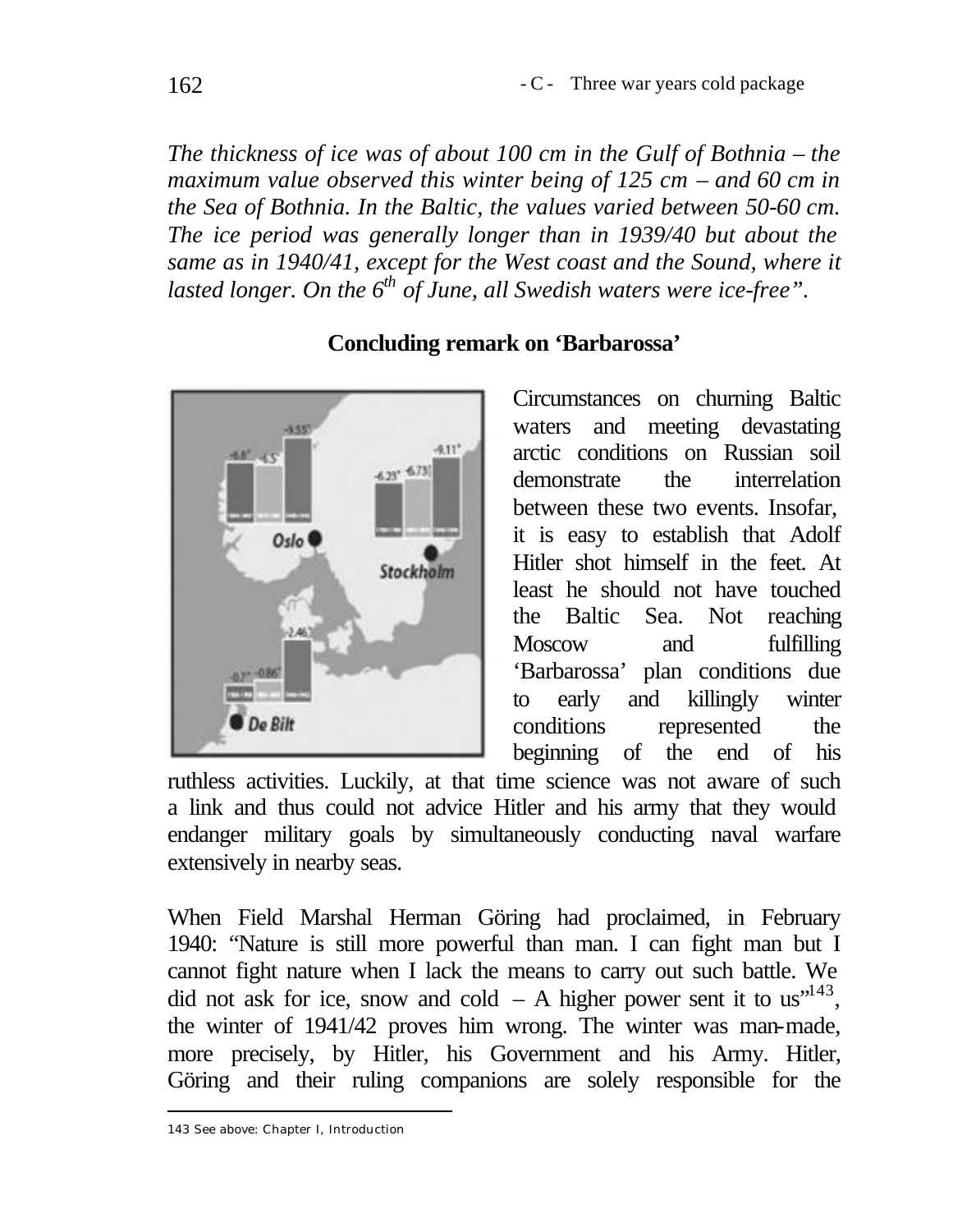*The thickness of ice was of about 100 cm in the Gulf of Bothnia – the maximum value observed this winter being of 125 cm – and 60 cm in the Sea of Bothnia. In the Baltic, the values varied between 50-60 cm. The ice period was generally longer than in 1939/40 but about the same as in 1940/41, except for the West coast and the Sound, where it lasted longer. On the 6th of June, all Swedish waters were ice-free".*

### Concluding remark on 'Barbarossa'

Circumstances on churning Baltic waters and meeting devastating arctic conditions on Russian soil demonstrate the interrelation between these two events. Insofar, it is easy to establish that Adolf Hitler shot himself in the feet. At least he should not have touched the Baltic Sea. Not reaching Moscow and fulfilling 'Barbarossa' plan conditions due to early and killingly winter conditions represented the beginning of the end of his ruthless activities. Luckily, at that time science was not aware of such a link and thus could not advice Hitler and his army that they would endanger military goals by simultaneously conducting naval warfare extensively in nearby seas.

When Field Marshal Herman Göring had proclaimed, in February 1940: "Nature is still more powerful than man. I can fight man but I cannot fight nature when I lack the means to carry out such battle. We did not ask for ice, snow and cold – A higher power sent it to us"[143], the winter of 1941/42 proves him wrong. The winter was man-made, more precisely, by Hitler, his Government and his Army. Hitler, Göring and their ruling companions are solely responsible for the

143 See above: Chapter I, Introduction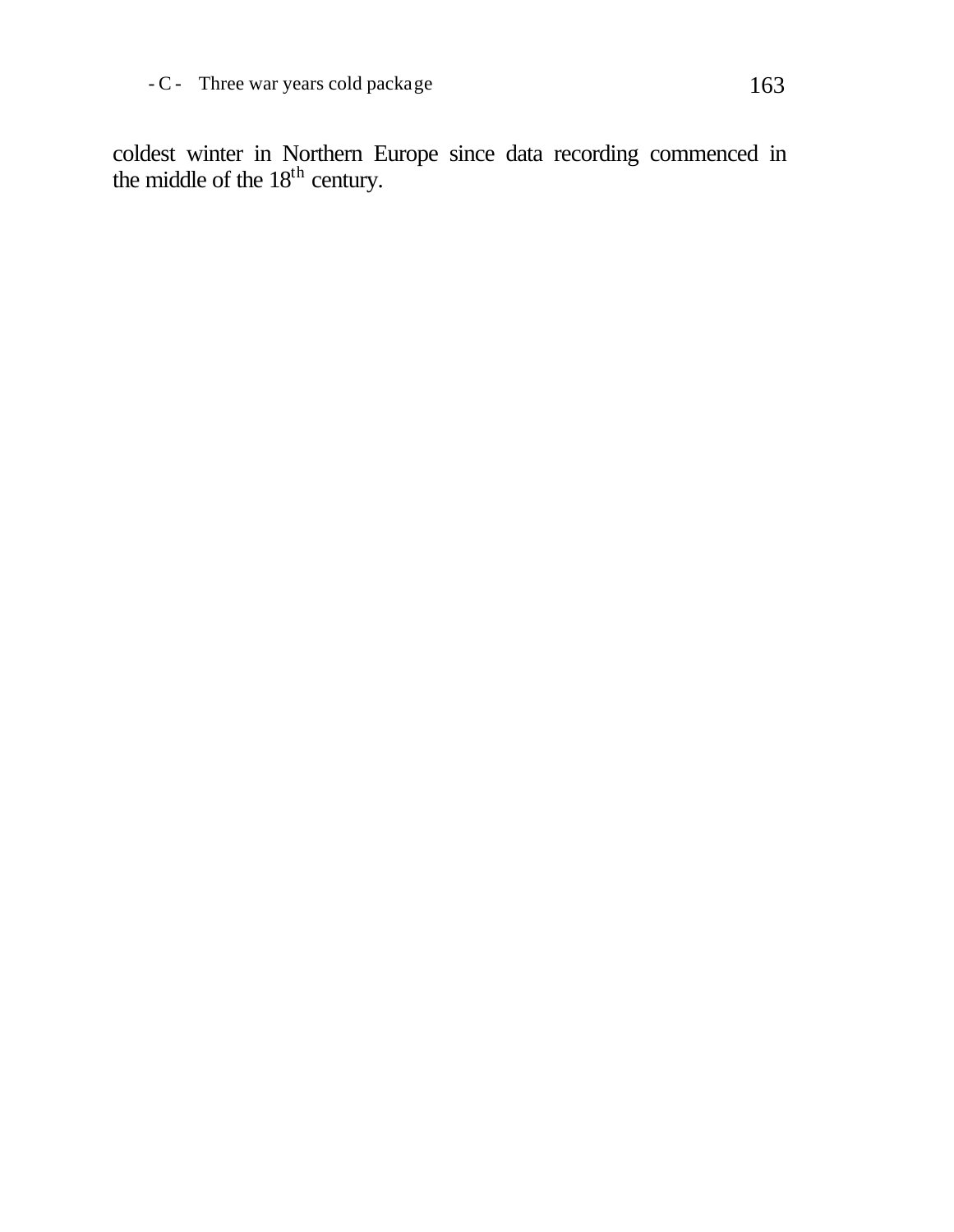coldest winter in Northern Europe since data recording commenced in the middle of the 18$^{th}$ century.